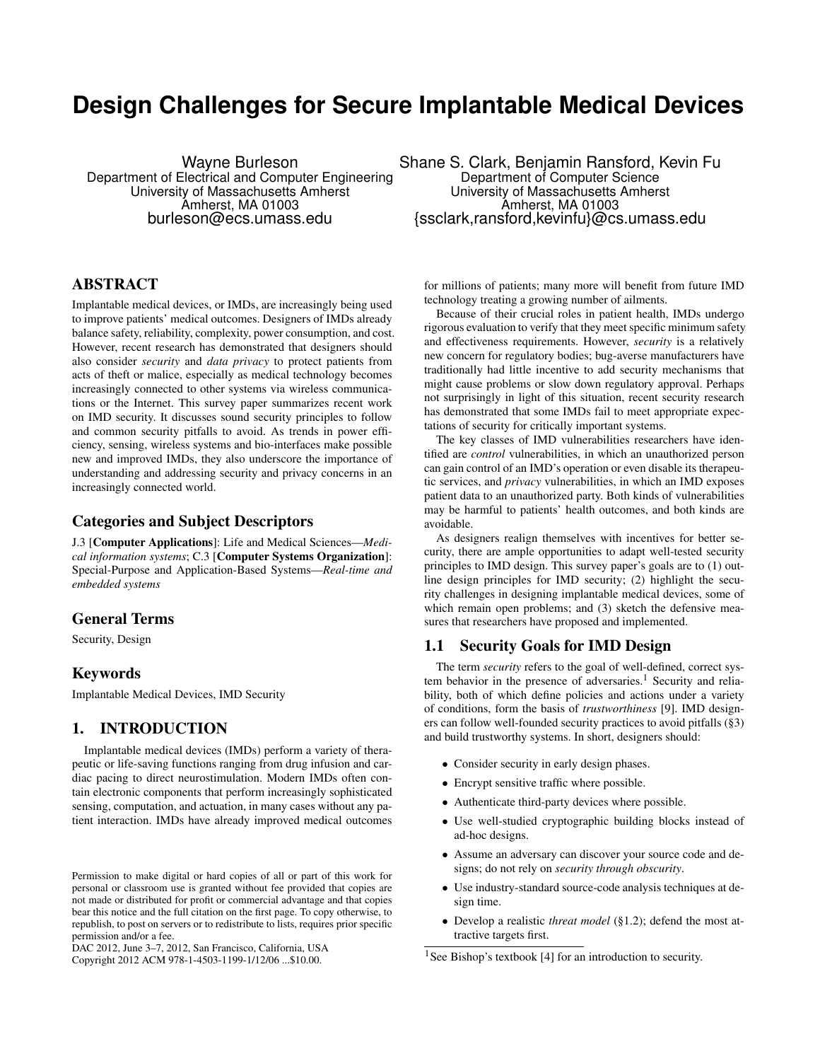# Design Challenges for Secure Implantable Medical Devices

Wayne Burleson
Department of Electrical and Computer Engineering
University of Massachusetts Amherst
Amherst, MA 01003
burleson@ecs.umass.edu

Shane S. Clark, Benjamin Ransford, Kevin Fu
Department of Computer Science
University of Massachusetts Amherst
Amherst, MA 01003
{ssclark,ransford,kevinfu}@cs.umass.edu

## ABSTRACT

Implantable medical devices, or IMDs, are increasingly being used to improve patients' medical outcomes. Designers of IMDs already balance safety, reliability, complexity, power consumption, and cost. However, recent research has demonstrated that designers should also consider *security* and *data privacy* to protect patients from acts of theft or malice, especially as medical technology becomes increasingly connected to other systems via wireless communications or the Internet. This survey paper summarizes recent work on IMD security. It discusses sound security principles to follow and common security pitfalls to avoid. As trends in power efficiency, sensing, wireless systems and bio-interfaces make possible new and improved IMDs, they also underscore the importance of understanding and addressing security and privacy concerns in an increasingly connected world.

## Categories and Subject Descriptors

J.3 [**Computer Applications**]: Life and Medical Sciences—*Medical information systems*; C.3 [**Computer Systems Organization**]: Special-Purpose and Application-Based Systems—*Real-time and embedded systems*

## General Terms

Security, Design

## Keywords

Implantable Medical Devices, IMD Security

## 1. INTRODUCTION

Implantable medical devices (IMDs) perform a variety of therapeutic or life-saving functions ranging from drug infusion and cardiac pacing to direct neurostimulation. Modern IMDs often contain electronic components that perform increasingly sophisticated sensing, computation, and actuation, in many cases without any patient interaction. IMDs have already improved medical outcomes for millions of patients; many more will benefit from future IMD technology treating a growing number of ailments.

Because of their crucial roles in patient health, IMDs undergo rigorous evaluation to verify that they meet specific minimum safety and effectiveness requirements. However, *security* is a relatively new concern for regulatory bodies; bug-averse manufacturers have traditionally had little incentive to add security mechanisms that might cause problems or slow down regulatory approval. Perhaps not surprisingly in light of this situation, recent security research has demonstrated that some IMDs fail to meet appropriate expectations of security for critically important systems.

The key classes of IMD vulnerabilities researchers have identified are *control* vulnerabilities, in which an unauthorized person can gain control of an IMD's operation or even disable its therapeutic services, and *privacy* vulnerabilities, in which an IMD exposes patient data to an unauthorized party. Both kinds of vulnerabilities may be harmful to patients' health outcomes, and both kinds are avoidable.

As designers realign themselves with incentives for better security, there are ample opportunities to adapt well-tested security principles to IMD design. This survey paper's goals are to (1) outline design principles for IMD security; (2) highlight the security challenges in designing implantable medical devices, some of which remain open problems; and (3) sketch the defensive measures that researchers have proposed and implemented.

### 1.1 Security Goals for IMD Design

The term *security* refers to the goal of well-defined, correct system behavior in the presence of adversaries.[1] Security and reliability, both of which define policies and actions under a variety of conditions, form the basis of *trustworthiness* [9]. IMD designers can follow well-founded security practices to avoid pitfalls (§3) and build trustworthy systems. In short, designers should:

- Consider security in early design phases.
- Encrypt sensitive traffic where possible.
- Authenticate third-party devices where possible.
- Use well-studied cryptographic building blocks instead of ad-hoc designs.
- Assume an adversary can discover your source code and designs; do not rely on *security through obscurity*.
- Use industry-standard source-code analysis techniques at design time.
- Develop a realistic *threat model* (§1.2); defend the most attractive targets first.

[1] See Bishop's textbook [4] for an introduction to security.

Permission to make digital or hard copies of all or part of this work for personal or classroom use is granted without fee provided that copies are not made or distributed for profit or commercial advantage and that copies bear this notice and the full citation on the first page. To copy otherwise, to republish, to post on servers or to redistribute to lists, requires prior specific permission and/or a fee.
DAC 2012, June 3–7, 2012, San Francisco, California, USA
Copyright 2012 ACM 978-1-4503-1199-1/12/06 ...$10.00.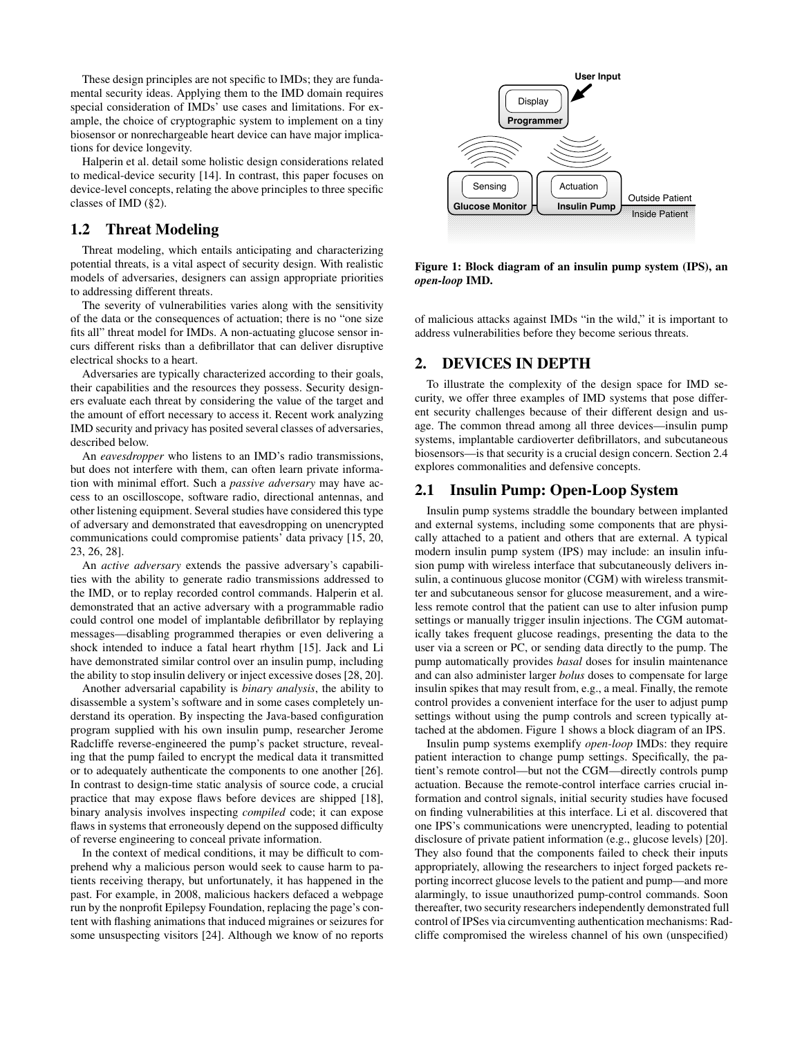These design principles are not specific to IMDs; they are fundamental security ideas. Applying them to the IMD domain requires special consideration of IMDs' use cases and limitations. For example, the choice of cryptographic system to implement on a tiny biosensor or nonrechargeable heart device can have major implications for device longevity.

Halperin et al. detail some holistic design considerations related to medical-device security [14]. In contrast, this paper focuses on device-level concepts, relating the above principles to three specific classes of IMD (§2).

## 1.2 Threat Modeling

Threat modeling, which entails anticipating and characterizing potential threats, is a vital aspect of security design. With realistic models of adversaries, designers can assign appropriate priorities to addressing different threats.

The severity of vulnerabilities varies along with the sensitivity of the data or the consequences of actuation; there is no "one size fits all" threat model for IMDs. A non-actuating glucose sensor incurs different risks than a defibrillator that can deliver disruptive electrical shocks to a heart.

Adversaries are typically characterized according to their goals, their capabilities and the resources they possess. Security designers evaluate each threat by considering the value of the target and the amount of effort necessary to access it. Recent work analyzing IMD security and privacy has posited several classes of adversaries, described below.

An *eavesdropper* who listens to an IMD's radio transmissions, but does not interfere with them, can often learn private information with minimal effort. Such a *passive adversary* may have access to an oscilloscope, software radio, directional antennas, and other listening equipment. Several studies have considered this type of adversary and demonstrated that eavesdropping on unencrypted communications could compromise patients' data privacy [15, 20, 23, 26, 28].

An *active adversary* extends the passive adversary's capabilities with the ability to generate radio transmissions addressed to the IMD, or to replay recorded control commands. Halperin et al. demonstrated that an active adversary with a programmable radio could control one model of implantable defibrillator by replaying messages—disabling programmed therapies or even delivering a shock intended to induce a fatal heart rhythm [15]. Jack and Li have demonstrated similar control over an insulin pump, including the ability to stop insulin delivery or inject excessive doses [28, 20].

Another adversarial capability is *binary analysis*, the ability to disassemble a system's software and in some cases completely understand its operation. By inspecting the Java-based configuration program supplied with his own insulin pump, researcher Jerome Radcliffe reverse-engineered the pump's packet structure, revealing that the pump failed to encrypt the medical data it transmitted or to adequately authenticate the components to one another [26]. In contrast to design-time static analysis of source code, a crucial practice that may expose flaws before devices are shipped [18], binary analysis involves inspecting *compiled* code; it can expose flaws in systems that erroneously depend on the supposed difficulty of reverse engineering to conceal private information.

In the context of medical conditions, it may be difficult to comprehend why a malicious person would seek to cause harm to patients receiving therapy, but unfortunately, it has happened in the past. For example, in 2008, malicious hackers defaced a webpage run by the nonprofit Epilepsy Foundation, replacing the page's content with flashing animations that induced migraines or seizures for some unsuspecting visitors [24]. Although we know of no reports of malicious attacks against IMDs "in the wild," it is important to address vulnerabilities before they become serious threats.

User Input
Display
Programmer
Sensing
Glucose Monitor
Actuation
Insulin Pump
Outside Patient
Inside Patient

**Figure 1: Block diagram of an insulin pump system (IPS), an *open-loop* IMD.**

# 2. DEVICES IN DEPTH

To illustrate the complexity of the design space for IMD security, we offer three examples of IMD systems that pose different security challenges because of their different design and usage. The common thread among all three devices—insulin pump systems, implantable cardioverter defibrillators, and subcutaneous biosensors—is that security is a crucial design concern. Section 2.4 explores commonalities and defensive concepts.

## 2.1 Insulin Pump: Open-Loop System

Insulin pump systems straddle the boundary between implanted and external systems, including some components that are physically attached to a patient and others that are external. A typical modern insulin pump system (IPS) may include: an insulin infusion pump with wireless interface that subcutaneously delivers insulin, a continuous glucose monitor (CGM) with wireless transmitter and subcutaneous sensor for glucose measurement, and a wireless remote control that the patient can use to alter infusion pump settings or manually trigger insulin injections. The CGM automatically takes frequent glucose readings, presenting the data to the user via a screen or PC, or sending data directly to the pump. The pump automatically provides *basal* doses for insulin maintenance and can also administer larger *bolus* doses to compensate for large insulin spikes that may result from, e.g., a meal. Finally, the remote control provides a convenient interface for the user to adjust pump settings without using the pump controls and screen typically attached at the abdomen. Figure 1 shows a block diagram of an IPS.

Insulin pump systems exemplify *open-loop* IMDs: they require patient interaction to change pump settings. Specifically, the patient's remote control—but not the CGM—directly controls pump actuation. Because the remote-control interface carries crucial information and control signals, initial security studies have focused on finding vulnerabilities at this interface. Li et al. discovered that one IPS's communications were unencrypted, leading to potential disclosure of private patient information (e.g., glucose levels) [20]. They also found that the components failed to check their inputs appropriately, allowing the researchers to inject forged packets reporting incorrect glucose levels to the patient and pump—and more alarmingly, to issue unauthorized pump-control commands. Soon thereafter, two security researchers independently demonstrated full control of IPSes via circumventing authentication mechanisms: Radcliffe compromised the wireless channel of his own (unspecified)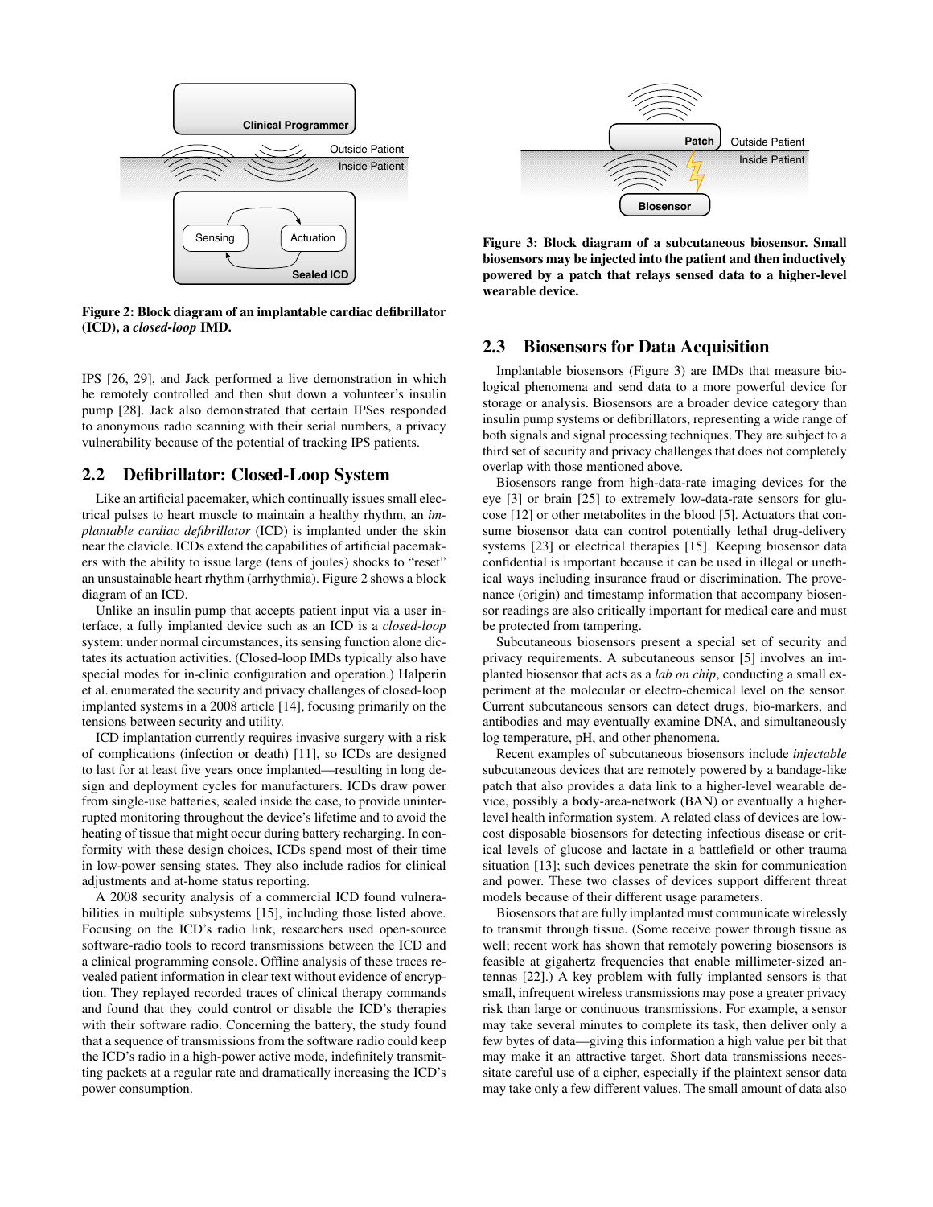Clinical Programmer

Outside Patient

Inside Patient

Sensing

Actuation

Sealed ICD

**Figure 2: Block diagram of an implantable cardiac defibrillator (ICD), a *closed-loop* IMD.**

IPS [26, 29], and Jack performed a live demonstration in which he remotely controlled and then shut down a volunteer's insulin pump [28]. Jack also demonstrated that certain IPSes responded to anonymous radio scanning with their serial numbers, a privacy vulnerability because of the potential of tracking IPS patients.

## 2.2 Defibrillator: Closed-Loop System

Like an artificial pacemaker, which continually issues small electrical pulses to heart muscle to maintain a healthy rhythm, an *implantable cardiac defibrillator* (ICD) is implanted under the skin near the clavicle. ICDs extend the capabilities of artificial pacemakers with the ability to issue large (tens of joules) shocks to "reset" an unsustainable heart rhythm (arrhythmia). Figure 2 shows a block diagram of an ICD.

Unlike an insulin pump that accepts patient input via a user interface, a fully implanted device such as an ICD is a *closed-loop* system: under normal circumstances, its sensing function alone dictates its actuation activities. (Closed-loop IMDs typically also have special modes for in-clinic configuration and operation.) Halperin et al. enumerated the security and privacy challenges of closed-loop implanted systems in a 2008 article [14], focusing primarily on the tensions between security and utility.

ICD implantation currently requires invasive surgery with a risk of complications (infection or death) [11], so ICDs are designed to last for at least five years once implanted—resulting in long design and deployment cycles for manufacturers. ICDs draw power from single-use batteries, sealed inside the case, to provide uninterrupted monitoring throughout the device's lifetime and to avoid the heating of tissue that might occur during battery recharging. In conformity with these design choices, ICDs spend most of their time in low-power sensing states. They also include radios for clinical adjustments and at-home status reporting.

A 2008 security analysis of a commercial ICD found vulnerabilities in multiple subsystems [15], including those listed above. Focusing on the ICD's radio link, researchers used open-source software-radio tools to record transmissions between the ICD and a clinical programming console. Offline analysis of these traces revealed patient information in clear text without evidence of encryption. They replayed recorded traces of clinical therapy commands and found that they could control or disable the ICD's therapies with their software radio. Concerning the battery, the study found that a sequence of transmissions from the software radio could keep the ICD's radio in a high-power active mode, indefinitely transmitting packets at a regular rate and dramatically increasing the ICD's power consumption.

Patch

Outside Patient

Inside Patient

Biosensor

**Figure 3: Block diagram of a subcutaneous biosensor. Small biosensors may be injected into the patient and then inductively powered by a patch that relays sensed data to a higher-level wearable device.**

## 2.3 Biosensors for Data Acquisition

Implantable biosensors (Figure 3) are IMDs that measure biological phenomena and send data to a more powerful device for storage or analysis. Biosensors are a broader device category than insulin pump systems or defibrillators, representing a wide range of both signals and signal processing techniques. They are subject to a third set of security and privacy challenges that does not completely overlap with those mentioned above.

Biosensors range from high-data-rate imaging devices for the eye [3] or brain [25] to extremely low-data-rate sensors for glucose [12] or other metabolites in the blood [5]. Actuators that consume biosensor data can control potentially lethal drug-delivery systems [23] or electrical therapies [15]. Keeping biosensor data confidential is important because it can be used in illegal or unethical ways including insurance fraud or discrimination. The provenance (origin) and timestamp information that accompany biosensor readings are also critically important for medical care and must be protected from tampering.

Subcutaneous biosensors present a special set of security and privacy requirements. A subcutaneous sensor [5] involves an implanted biosensor that acts as a *lab on chip*, conducting a small experiment at the molecular or electro-chemical level on the sensor. Current subcutaneous sensors can detect drugs, bio-markers, and antibodies and may eventually examine DNA, and simultaneously log temperature, pH, and other phenomena.

Recent examples of subcutaneous biosensors include *injectable* subcutaneous devices that are remotely powered by a bandage-like patch that also provides a data link to a higher-level wearable device, possibly a body-area-network (BAN) or eventually a higher-level health information system. A related class of devices are low-cost disposable biosensors for detecting infectious disease or critical levels of glucose and lactate in a battlefield or other trauma situation [13]; such devices penetrate the skin for communication and power. These two classes of devices support different threat models because of their different usage parameters.

Biosensors that are fully implanted must communicate wirelessly to transmit through tissue. (Some receive power through tissue as well; recent work has shown that remotely powering biosensors is feasible at gigahertz frequencies that enable millimeter-sized antennas [22].) A key problem with fully implanted sensors is that small, infrequent wireless transmissions may pose a greater privacy risk than large or continuous transmissions. For example, a sensor may take several minutes to complete its task, then deliver only a few bytes of data—giving this information a high value per bit that may make it an attractive target. Short data transmissions necessitate careful use of a cipher, especially if the plaintext sensor data may take only a few different values. The small amount of data also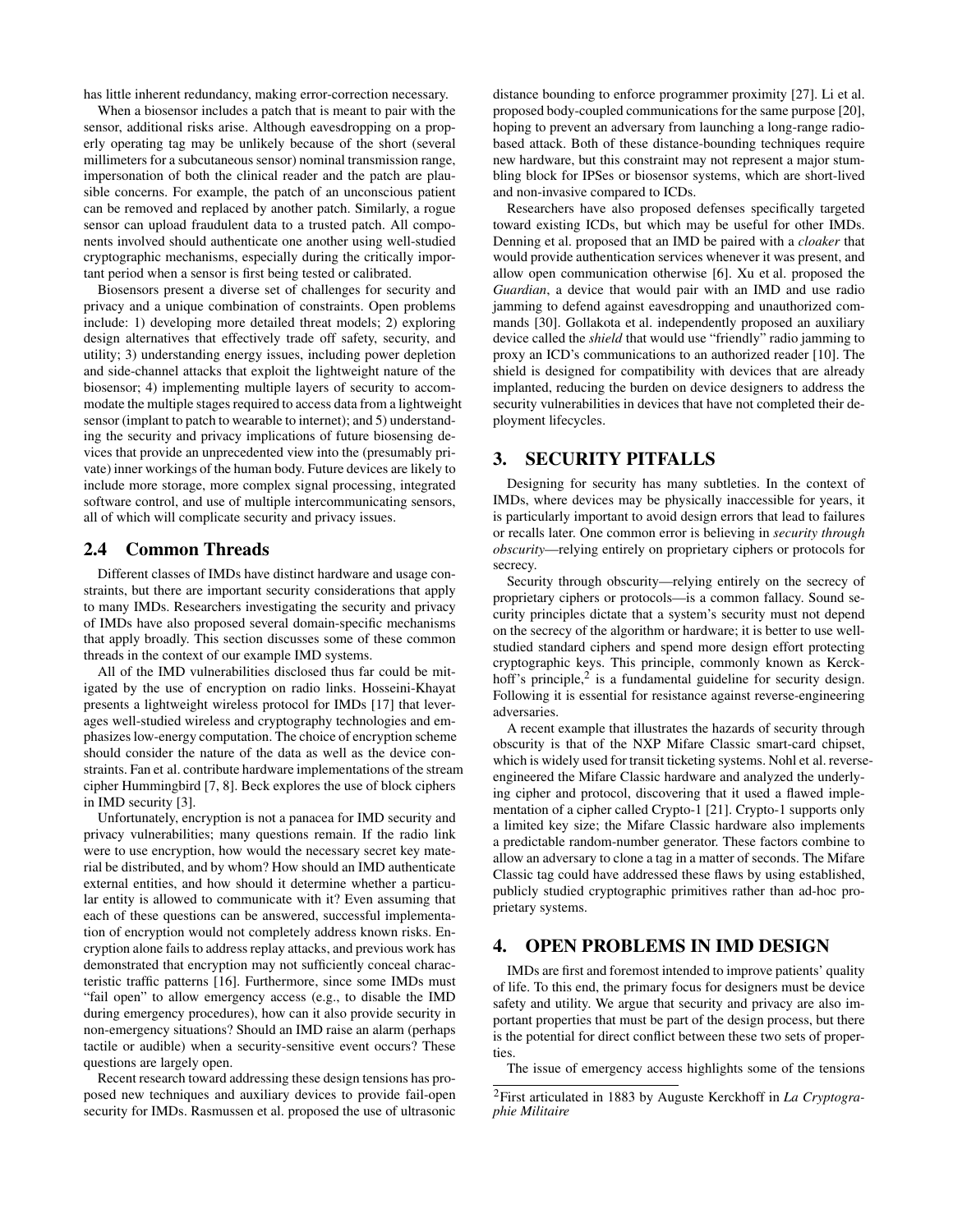has little inherent redundancy, making error-correction necessary.

When a biosensor includes a patch that is meant to pair with the sensor, additional risks arise. Although eavesdropping on a properly operating tag may be unlikely because of the short (several millimeters for a subcutaneous sensor) nominal transmission range, impersonation of both the clinical reader and the patch are plausible concerns. For example, the patch of an unconscious patient can be removed and replaced by another patch. Similarly, a rogue sensor can upload fraudulent data to a trusted patch. All components involved should authenticate one another using well-studied cryptographic mechanisms, especially during the critically important period when a sensor is first being tested or calibrated.

Biosensors present a diverse set of challenges for security and privacy and a unique combination of constraints. Open problems include: 1) developing more detailed threat models; 2) exploring design alternatives that effectively trade off safety, security, and utility; 3) understanding energy issues, including power depletion and side-channel attacks that exploit the lightweight nature of the biosensor; 4) implementing multiple layers of security to accommodate the multiple stages required to access data from a lightweight sensor (implant to patch to wearable to internet); and 5) understanding the security and privacy implications of future biosensing devices that provide an unprecedented view into the (presumably private) inner workings of the human body. Future devices are likely to include more storage, more complex signal processing, integrated software control, and use of multiple intercommunicating sensors, all of which will complicate security and privacy issues.

### 2.4 Common Threads

Different classes of IMDs have distinct hardware and usage constraints, but there are important security considerations that apply to many IMDs. Researchers investigating the security and privacy of IMDs have also proposed several domain-specific mechanisms that apply broadly. This section discusses some of these common threads in the context of our example IMD systems.

All of the IMD vulnerabilities disclosed thus far could be mitigated by the use of encryption on radio links. Hosseini-Khayat presents a lightweight wireless protocol for IMDs [17] that leverages well-studied wireless and cryptography technologies and emphasizes low-energy computation. The choice of encryption scheme should consider the nature of the data as well as the device constraints. Fan et al. contribute hardware implementations of the stream cipher Hummingbird [7, 8]. Beck explores the use of block ciphers in IMD security [3].

Unfortunately, encryption is not a panacea for IMD security and privacy vulnerabilities; many questions remain. If the radio link were to use encryption, how would the necessary secret key material be distributed, and by whom? How should an IMD authenticate external entities, and how should it determine whether a particular entity is allowed to communicate with it? Even assuming that each of these questions can be answered, successful implementation of encryption would not completely address known risks. Encryption alone fails to address replay attacks, and previous work has demonstrated that encryption may not sufficiently conceal characteristic traffic patterns [16]. Furthermore, since some IMDs must "fail open" to allow emergency access (e.g., to disable the IMD during emergency procedures), how can it also provide security in non-emergency situations? Should an IMD raise an alarm (perhaps tactile or audible) when a security-sensitive event occurs? These questions are largely open.

Recent research toward addressing these design tensions has proposed new techniques and auxiliary devices to provide fail-open security for IMDs. Rasmussen et al. proposed the use of ultrasonic distance bounding to enforce programmer proximity [27]. Li et al. proposed body-coupled communications for the same purpose [20], hoping to prevent an adversary from launching a long-range radio-based attack. Both of these distance-bounding techniques require new hardware, but this constraint may not represent a major stumbling block for IPSes or biosensor systems, which are short-lived and non-invasive compared to ICDs.

Researchers have also proposed defenses specifically targeted toward existing ICDs, but which may be useful for other IMDs. Denning et al. proposed that an IMD be paired with a *cloaker* that would provide authentication services whenever it was present, and allow open communication otherwise [6]. Xu et al. proposed the *Guardian*, a device that would pair with an IMD and use radio jamming to defend against eavesdropping and unauthorized commands [30]. Gollakota et al. independently proposed an auxiliary device called the *shield* that would use "friendly" radio jamming to proxy an ICD's communications to an authorized reader [10]. The shield is designed for compatibility with devices that are already implanted, reducing the burden on device designers to address the security vulnerabilities in devices that have not completed their deployment lifecycles.

## 3. SECURITY PITFALLS

Designing for security has many subtleties. In the context of IMDs, where devices may be physically inaccessible for years, it is particularly important to avoid design errors that lead to failures or recalls later. One common error is believing in *security through obscurity*—relying entirely on proprietary ciphers or protocols for secrecy.

Security through obscurity—relying entirely on the secrecy of proprietary ciphers or protocols—is a common fallacy. Sound security principles dictate that a system's security must not depend on the secrecy of the algorithm or hardware; it is better to use well-studied standard ciphers and spend more design effort protecting cryptographic keys. This principle, commonly known as Kerckhoff's principle,[2] is a fundamental guideline for security design. Following it is essential for resistance against reverse-engineering adversaries.

A recent example that illustrates the hazards of security through obscurity is that of the NXP Mifare Classic smart-card chipset, which is widely used for transit ticketing systems. Nohl et al. reverse-engineered the Mifare Classic hardware and analyzed the underlying cipher and protocol, discovering that it used a flawed implementation of a cipher called Crypto-1 [21]. Crypto-1 supports only a limited key size; the Mifare Classic hardware also implements a predictable random-number generator. These factors combine to allow an adversary to clone a tag in a matter of seconds. The Mifare Classic tag could have addressed these flaws by using established, publicly studied cryptographic primitives rather than ad-hoc proprietary systems.

## 4. OPEN PROBLEMS IN IMD DESIGN

IMDs are first and foremost intended to improve patients' quality of life. To this end, the primary focus for designers must be device safety and utility. We argue that security and privacy are also important properties that must be part of the design process, but there is the potential for direct conflict between these two sets of properties.

The issue of emergency access highlights some of the tensions

[2] First articulated in 1883 by Auguste Kerckhoff in *La Cryptographie Militaire*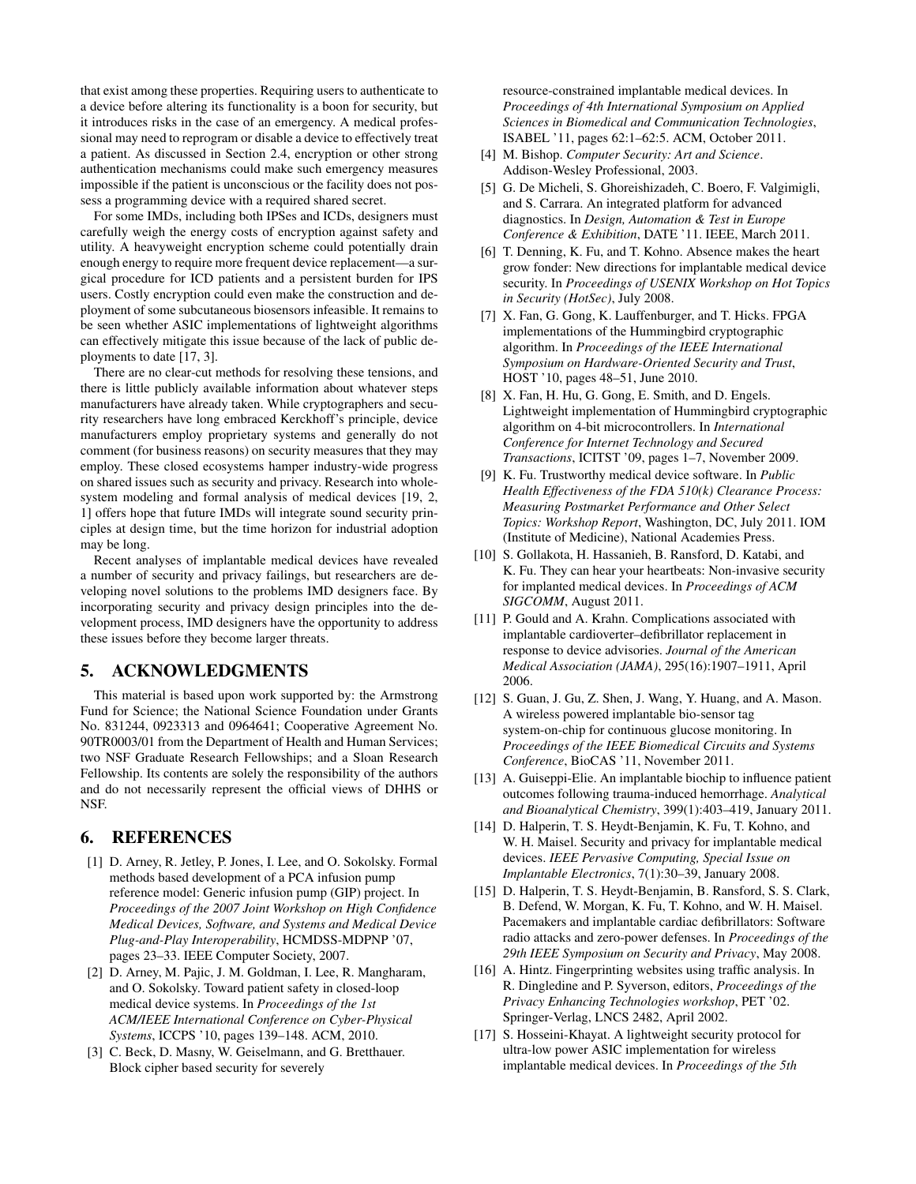that exist among these properties. Requiring users to authenticate to a device before altering its functionality is a boon for security, but it introduces risks in the case of an emergency. A medical professional may need to reprogram or disable a device to effectively treat a patient. As discussed in Section 2.4, encryption or other strong authentication mechanisms could make such emergency measures impossible if the patient is unconscious or the facility does not possess a programming device with a required shared secret.

For some IMDs, including both IPSes and ICDs, designers must carefully weigh the energy costs of encryption against safety and utility. A heavyweight encryption scheme could potentially drain enough energy to require more frequent device replacement—a surgical procedure for ICD patients and a persistent burden for IPS users. Costly encryption could even make the construction and deployment of some subcutaneous biosensors infeasible. It remains to be seen whether ASIC implementations of lightweight algorithms can effectively mitigate this issue because of the lack of public deployments to date [17, 3].

There are no clear-cut methods for resolving these tensions, and there is little publicly available information about whatever steps manufacturers have already taken. While cryptographers and security researchers have long embraced Kerckhoff's principle, device manufacturers employ proprietary systems and generally do not comment (for business reasons) on security measures that they may employ. These closed ecosystems hamper industry-wide progress on shared issues such as security and privacy. Research into whole-system modeling and formal analysis of medical devices [19, 2, 1] offers hope that future IMDs will integrate sound security principles at design time, but the time horizon for industrial adoption may be long.

Recent analyses of implantable medical devices have revealed a number of security and privacy failings, but researchers are developing novel solutions to the problems IMD designers face. By incorporating security and privacy design principles into the development process, IMD designers have the opportunity to address these issues before they become larger threats.

## 5. ACKNOWLEDGMENTS

This material is based upon work supported by: the Armstrong Fund for Science; the National Science Foundation under Grants No. 831244, 0923313 and 0964641; Cooperative Agreement No. 90TR0003/01 from the Department of Health and Human Services; two NSF Graduate Research Fellowships; and a Sloan Research Fellowship. Its contents are solely the responsibility of the authors and do not necessarily represent the official views of DHHS or NSF.

## 6. REFERENCES

[1] D. Arney, R. Jetley, P. Jones, I. Lee, and O. Sokolsky. Formal methods based development of a PCA infusion pump reference model: Generic infusion pump (GIP) project. In *Proceedings of the 2007 Joint Workshop on High Confidence Medical Devices, Software, and Systems and Medical Device Plug-and-Play Interoperability*, HCMDSS-MDPNP '07, pages 23–33. IEEE Computer Society, 2007.

[2] D. Arney, M. Pajic, J. M. Goldman, I. Lee, R. Mangharam, and O. Sokolsky. Toward patient safety in closed-loop medical device systems. In *Proceedings of the 1st ACM/IEEE International Conference on Cyber-Physical Systems*, ICCPS '10, pages 139–148. ACM, 2010.

[3] C. Beck, D. Masny, W. Geiselmann, and G. Bretthauer. Block cipher based security for severely resource-constrained implantable medical devices. In *Proceedings of 4th International Symposium on Applied Sciences in Biomedical and Communication Technologies*, ISABEL '11, pages 62:1–62:5. ACM, October 2011.

[4] M. Bishop. *Computer Security: Art and Science*. Addison-Wesley Professional, 2003.

[5] G. De Micheli, S. Ghoreishizadeh, C. Boero, F. Valgimigli, and S. Carrara. An integrated platform for advanced diagnostics. In *Design, Automation & Test in Europe Conference & Exhibition*, DATE '11. IEEE, March 2011.

[6] T. Denning, K. Fu, and T. Kohno. Absence makes the heart grow fonder: New directions for implantable medical device security. In *Proceedings of USENIX Workshop on Hot Topics in Security (HotSec)*, July 2008.

[7] X. Fan, G. Gong, K. Lauffenburger, and T. Hicks. FPGA implementations of the Hummingbird cryptographic algorithm. In *Proceedings of the IEEE International Symposium on Hardware-Oriented Security and Trust*, HOST '10, pages 48–51, June 2010.

[8] X. Fan, H. Hu, G. Gong, E. Smith, and D. Engels. Lightweight implementation of Hummingbird cryptographic algorithm on 4-bit microcontrollers. In *International Conference for Internet Technology and Secured Transactions*, ICITST '09, pages 1–7, November 2009.

[9] K. Fu. Trustworthy medical device software. In *Public Health Effectiveness of the FDA 510(k) Clearance Process: Measuring Postmarket Performance and Other Select Topics: Workshop Report*, Washington, DC, July 2011. IOM (Institute of Medicine), National Academies Press.

[10] S. Gollakota, H. Hassanieh, B. Ransford, D. Katabi, and K. Fu. They can hear your heartbeats: Non-invasive security for implanted medical devices. In *Proceedings of ACM SIGCOMM*, August 2011.

[11] P. Gould and A. Krahn. Complications associated with implantable cardioverter–defibrillator replacement in response to device advisories. *Journal of the American Medical Association (JAMA)*, 295(16):1907–1911, April 2006.

[12] S. Guan, J. Gu, Z. Shen, J. Wang, Y. Huang, and A. Mason. A wireless powered implantable bio-sensor tag system-on-chip for continuous glucose monitoring. In *Proceedings of the IEEE Biomedical Circuits and Systems Conference*, BioCAS '11, November 2011.

[13] A. Guiseppi-Elie. An implantable biochip to influence patient outcomes following trauma-induced hemorrhage. *Analytical and Bioanalytical Chemistry*, 399(1):403–419, January 2011.

[14] D. Halperin, T. S. Heydt-Benjamin, K. Fu, T. Kohno, and W. H. Maisel. Security and privacy for implantable medical devices. *IEEE Pervasive Computing, Special Issue on Implantable Electronics*, 7(1):30–39, January 2008.

[15] D. Halperin, T. S. Heydt-Benjamin, B. Ransford, S. S. Clark, B. Defend, W. Morgan, K. Fu, T. Kohno, and W. H. Maisel. Pacemakers and implantable cardiac defibrillators: Software radio attacks and zero-power defenses. In *Proceedings of the 29th IEEE Symposium on Security and Privacy*, May 2008.

[16] A. Hintz. Fingerprinting websites using traffic analysis. In R. Dingledine and P. Syverson, editors, *Proceedings of the Privacy Enhancing Technologies workshop*, PET '02. Springer-Verlag, LNCS 2482, April 2002.

[17] S. Hosseini-Khayat. A lightweight security protocol for ultra-low power ASIC implementation for wireless implantable medical devices. In *Proceedings of the 5th*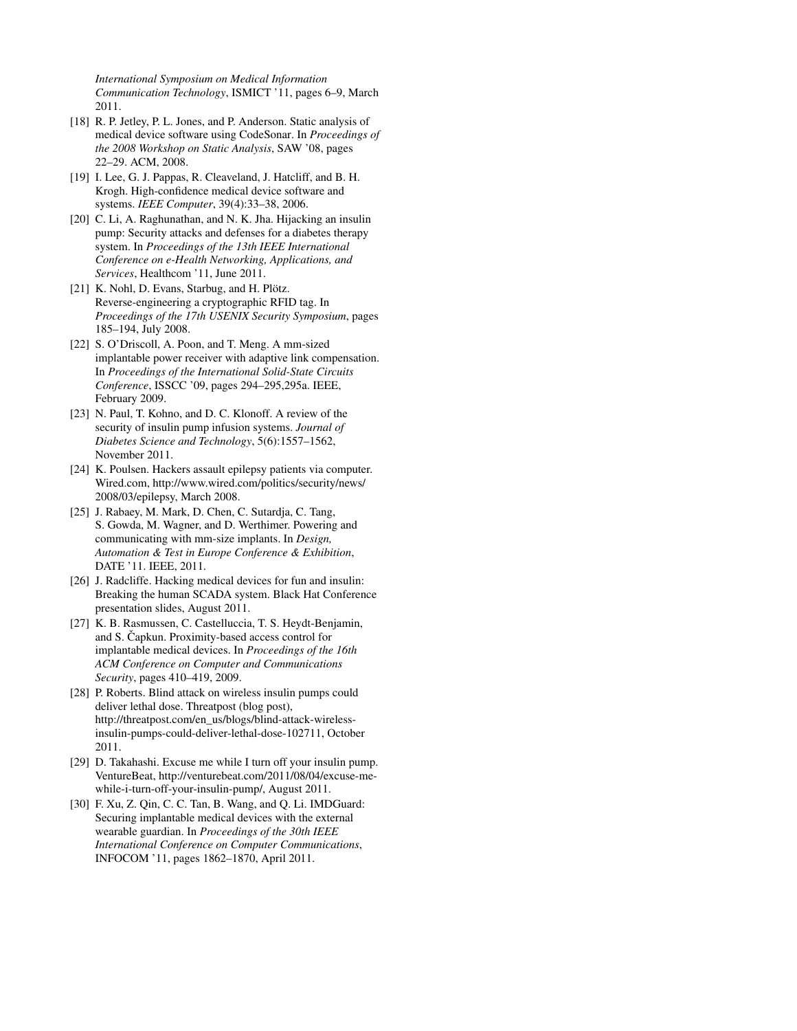*International Symposium on Medical Information Communication Technology*, ISMICT '11, pages 6–9, March 2011.

[18] R. P. Jetley, P. L. Jones, and P. Anderson. Static analysis of medical device software using CodeSonar. In *Proceedings of the 2008 Workshop on Static Analysis*, SAW '08, pages 22–29. ACM, 2008.

[19] I. Lee, G. J. Pappas, R. Cleaveland, J. Hatcliff, and B. H. Krogh. High-confidence medical device software and systems. *IEEE Computer*, 39(4):33–38, 2006.

[20] C. Li, A. Raghunathan, and N. K. Jha. Hijacking an insulin pump: Security attacks and defenses for a diabetes therapy system. In *Proceedings of the 13th IEEE International Conference on e-Health Networking, Applications, and Services*, Healthcom '11, June 2011.

[21] K. Nohl, D. Evans, Starbug, and H. Plötz. Reverse-engineering a cryptographic RFID tag. In *Proceedings of the 17th USENIX Security Symposium*, pages 185–194, July 2008.

[22] S. O'Driscoll, A. Poon, and T. Meng. A mm-sized implantable power receiver with adaptive link compensation. In *Proceedings of the International Solid-State Circuits Conference*, ISSCC '09, pages 294–295,295a. IEEE, February 2009.

[23] N. Paul, T. Kohno, and D. C. Klonoff. A review of the security of insulin pump infusion systems. *Journal of Diabetes Science and Technology*, 5(6):1557–1562, November 2011.

[24] K. Poulsen. Hackers assault epilepsy patients via computer. Wired.com, http://www.wired.com/politics/security/news/2008/03/epilepsy, March 2008.

[25] J. Rabaey, M. Mark, D. Chen, C. Sutardja, C. Tang, S. Gowda, M. Wagner, and D. Werthimer. Powering and communicating with mm-size implants. In *Design, Automation & Test in Europe Conference & Exhibition*, DATE '11. IEEE, 2011.

[26] J. Radcliffe. Hacking medical devices for fun and insulin: Breaking the human SCADA system. Black Hat Conference presentation slides, August 2011.

[27] K. B. Rasmussen, C. Castelluccia, T. S. Heydt-Benjamin, and S. Čapkun. Proximity-based access control for implantable medical devices. In *Proceedings of the 16th ACM Conference on Computer and Communications Security*, pages 410–419, 2009.

[28] P. Roberts. Blind attack on wireless insulin pumps could deliver lethal dose. Threatpost (blog post), http://threatpost.com/en_us/blogs/blind-attack-wireless-insulin-pumps-could-deliver-lethal-dose-102711, October 2011.

[29] D. Takahashi. Excuse me while I turn off your insulin pump. VentureBeat, http://venturebeat.com/2011/08/04/excuse-me-while-i-turn-off-your-insulin-pump/, August 2011.

[30] F. Xu, Z. Qin, C. C. Tan, B. Wang, and Q. Li. IMDGuard: Securing implantable medical devices with the external wearable guardian. In *Proceedings of the 30th IEEE International Conference on Computer Communications*, INFOCOM '11, pages 1862–1870, April 2011.